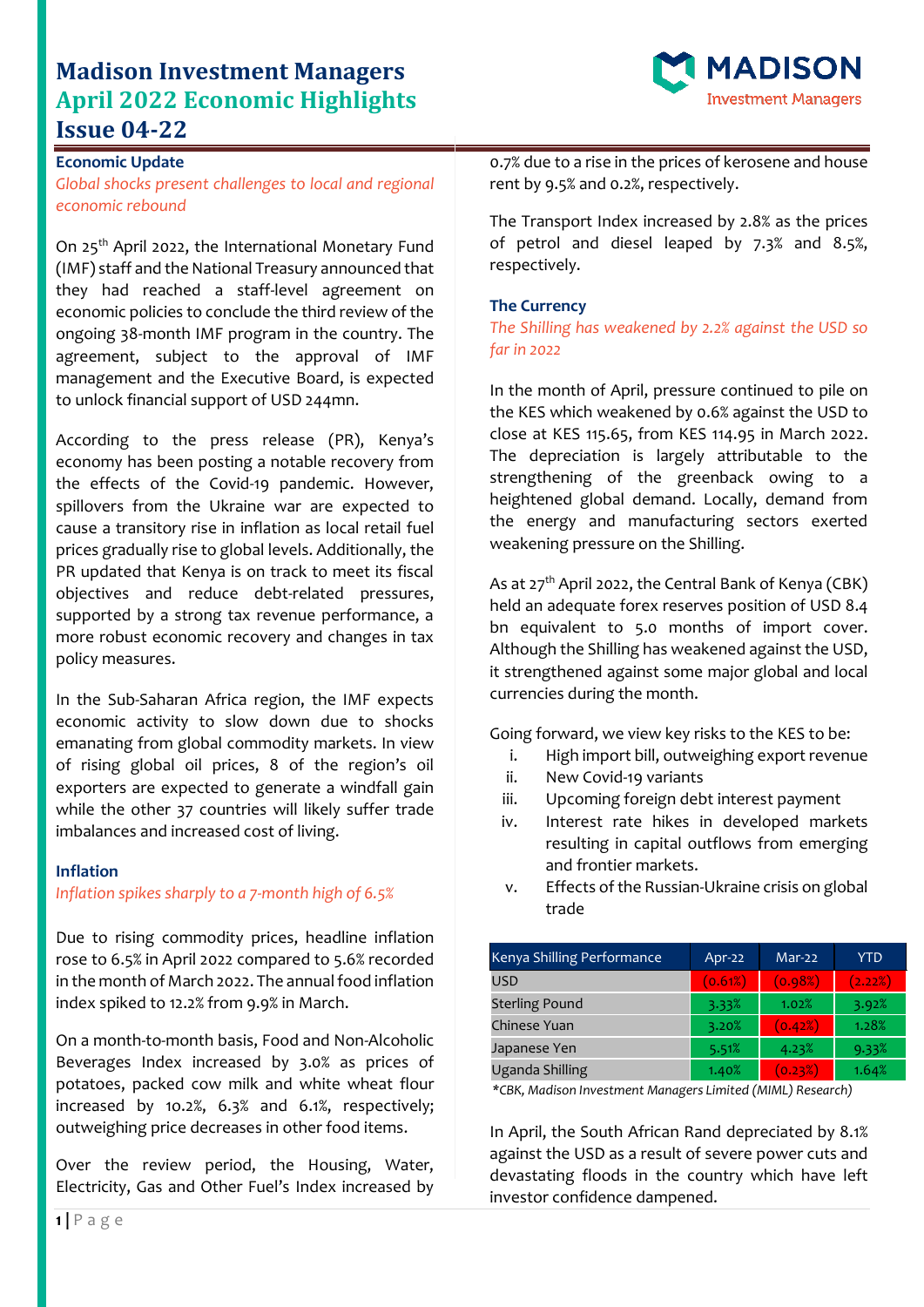# Madison Investment Managers
# April 2022 Economic Highlights
# Issue 04-22

## Economic Update

*Global shocks present challenges to local and regional economic rebound*

On 25th April 2022, the International Monetary Fund (IMF) staff and the National Treasury announced that they had reached a staff-level agreement on economic policies to conclude the third review of the ongoing 38-month IMF program in the country. The agreement, subject to the approval of IMF management and the Executive Board, is expected to unlock financial support of USD 244mn.

According to the press release (PR), Kenya's economy has been posting a notable recovery from the effects of the Covid-19 pandemic. However, spillovers from the Ukraine war are expected to cause a transitory rise in inflation as local retail fuel prices gradually rise to global levels. Additionally, the PR updated that Kenya is on track to meet its fiscal objectives and reduce debt-related pressures, supported by a strong tax revenue performance, a more robust economic recovery and changes in tax policy measures.

In the Sub-Saharan Africa region, the IMF expects economic activity to slow down due to shocks emanating from global commodity markets. In view of rising global oil prices, 8 of the region's oil exporters are expected to generate a windfall gain while the other 37 countries will likely suffer trade imbalances and increased cost of living.

## Inflation

*Inflation spikes sharply to a 7-month high of 6.5%*

Due to rising commodity prices, headline inflation rose to 6.5% in April 2022 compared to 5.6% recorded in the month of March 2022. The annual food inflation index spiked to 12.2% from 9.9% in March.

On a month-to-month basis, Food and Non-Alcoholic Beverages Index increased by 3.0% as prices of potatoes, packed cow milk and white wheat flour increased by 10.2%, 6.3% and 6.1%, respectively; outweighing price decreases in other food items.

Over the review period, the Housing, Water, Electricity, Gas and Other Fuel's Index increased by 0.7% due to a rise in the prices of kerosene and house rent by 9.5% and 0.2%, respectively.

The Transport Index increased by 2.8% as the prices of petrol and diesel leaped by 7.3% and 8.5%, respectively.

## The Currency

*The Shilling has weakened by 2.2% against the USD so far in 2022*

In the month of April, pressure continued to pile on the KES which weakened by 0.6% against the USD to close at KES 115.65, from KES 114.95 in March 2022. The depreciation is largely attributable to the strengthening of the greenback owing to a heightened global demand. Locally, demand from the energy and manufacturing sectors exerted weakening pressure on the Shilling.

As at 27th April 2022, the Central Bank of Kenya (CBK) held an adequate forex reserves position of USD 8.4 bn equivalent to 5.0 months of import cover. Although the Shilling has weakened against the USD, it strengthened against some major global and local currencies during the month.

Going forward, we view key risks to the KES to be:

1. High import bill, outweighing export revenue
2. New Covid-19 variants
3. Upcoming foreign debt interest payment
4. Interest rate hikes in developed markets resulting in capital outflows from emerging and frontier markets.
5. Effects of the Russian-Ukraine crisis on global trade

| Kenya Shilling Performance | Apr-22 | Mar-22 | YTD |
|---|---|---|---|
| USD | (0.61%) | (0.98%) | (2.22%) |
| Sterling Pound | 3.33% | 1.02% | 3.92% |
| Chinese Yuan | 3.20% | (0.42%) | 1.28% |
| Japanese Yen | 5.51% | 4.23% | 9.33% |
| Uganda Shilling | 1.40% | (0.23%) | 1.64% |

*\*CBK, Madison Investment Managers Limited (MIML) Research)*

In April, the South African Rand depreciated by 8.1% against the USD as a result of severe power cuts and devastating floods in the country which have left investor confidence dampened.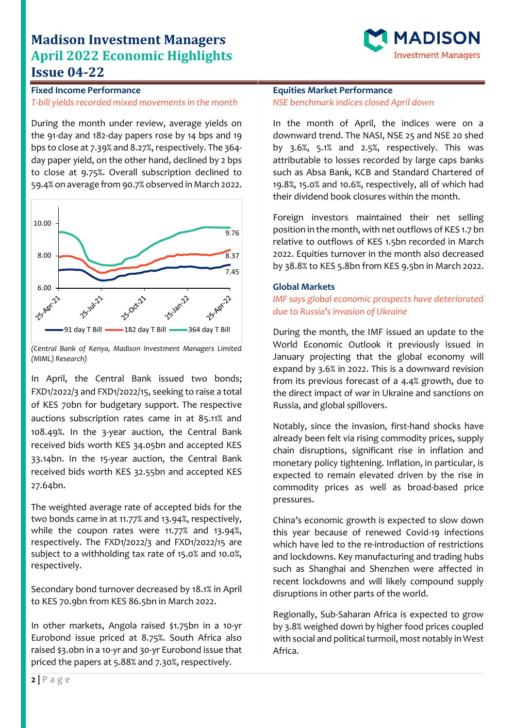# Madison Investment Managers
# April 2022 Economic Highlights
# Issue 04-22

## Fixed Income Performance

*T-bill yields recorded mixed movements in the month*

During the month under review, average yields on the 91-day and 182-day papers rose by 14 bps and 19 bps to close at 7.39% and 8.27%, respectively. The 364-day paper yield, on the other hand, declined by 2 bps to close at 9.75%. Overall subscription declined to 59.4% on average from 90.7% observed in March 2022.

*(Central Bank of Kenya, Madison Investment Managers Limited (MIML) Research)*

In April, the Central Bank issued two bonds; FXD1/2022/3 and FXD1/2022/15, seeking to raise a total of KES 70bn for budgetary support. The respective auctions subscription rates came in at 85.11% and 108.49%. In the 3-year auction, the Central Bank received bids worth KES 34.05bn and accepted KES 33.14bn. In the 15-year auction, the Central Bank received bids worth KES 32.55bn and accepted KES 27.64bn.

The weighted average rate of accepted bids for the two bonds came in at 11.77% and 13.94%, respectively, while the coupon rates were 11.77% and 13.94%, respectively. The FXD1/2022/3 and FXD1/2022/15 are subject to a withholding tax rate of 15.0% and 10.0%, respectively.

Secondary bond turnover decreased by 18.1% in April to KES 70.9bn from KES 86.5bn in March 2022.

In other markets, Angola raised $1.75bn in a 10-yr Eurobond issue priced at 8.75%. South Africa also raised $3.0bn in a 10-yr and 30-yr Eurobond issue that priced the papers at 5.88% and 7.30%, respectively.

## Equities Market Performance

*NSE benchmark indices closed April down*

In the month of April, the indices were on a downward trend. The NASI, NSE 25 and NSE 20 shed by 3.6%, 5.1% and 2.5%, respectively. This was attributable to losses recorded by large caps banks such as Absa Bank, KCB and Standard Chartered of 19.8%, 15.0% and 10.6%, respectively, all of which had their dividend book closures within the month.

Foreign investors maintained their net selling position in the month, with net outflows of KES 1.7 bn relative to outflows of KES 1.5bn recorded in March 2022. Equities turnover in the month also decreased by 38.8% to KES 5.8bn from KES 9.5bn in March 2022.

## Global Markets

*IMF says global economic prospects have deteriorated due to Russia's invasion of Ukraine*

During the month, the IMF issued an update to the World Economic Outlook it previously issued in January projecting that the global economy will expand by 3.6% in 2022. This is a downward revision from its previous forecast of a 4.4% growth, due to the direct impact of war in Ukraine and sanctions on Russia, and global spillovers.

Notably, since the invasion, first-hand shocks have already been felt via rising commodity prices, supply chain disruptions, significant rise in inflation and monetary policy tightening. Inflation, in particular, is expected to remain elevated driven by the rise in commodity prices as well as broad-based price pressures.

China's economic growth is expected to slow down this year because of renewed Covid-19 infections which have led to the re-introduction of restrictions and lockdowns. Key manufacturing and trading hubs such as Shanghai and Shenzhen were affected in recent lockdowns and will likely compound supply disruptions in other parts of the world.

Regionally, Sub-Saharan Africa is expected to grow by 3.8% weighed down by higher food prices coupled with social and political turmoil, most notably in West Africa.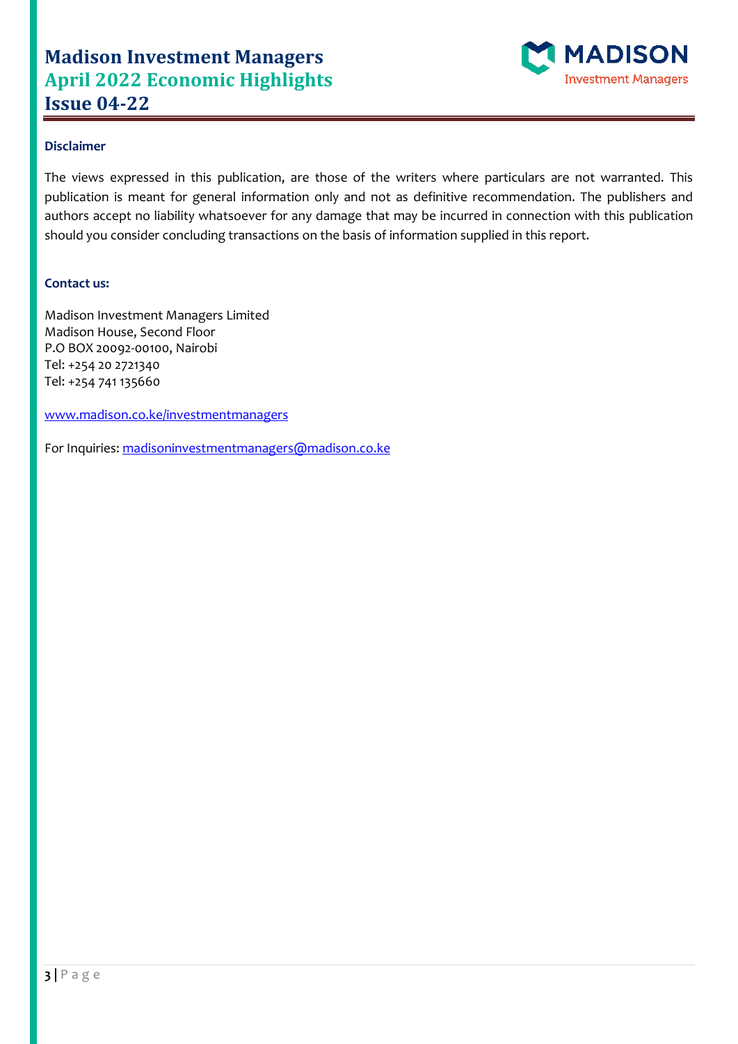#### Disclaimer

The views expressed in this publication, are those of the writers where particulars are not warranted. This publication is meant for general information only and not as definitive recommendation. The publishers and authors accept no liability whatsoever for any damage that may be incurred in connection with this publication should you consider concluding transactions on the basis of information supplied in this report.

#### Contact us:

Madison Investment Managers Limited
Madison House, Second Floor
P.O BOX 20092-00100, Nairobi
Tel: +254 20 2721340
Tel: +254 741 135660

www.madison.co.ke/investmentmanagers

For Inquiries: madisoninvestmentmanagers@madison.co.ke